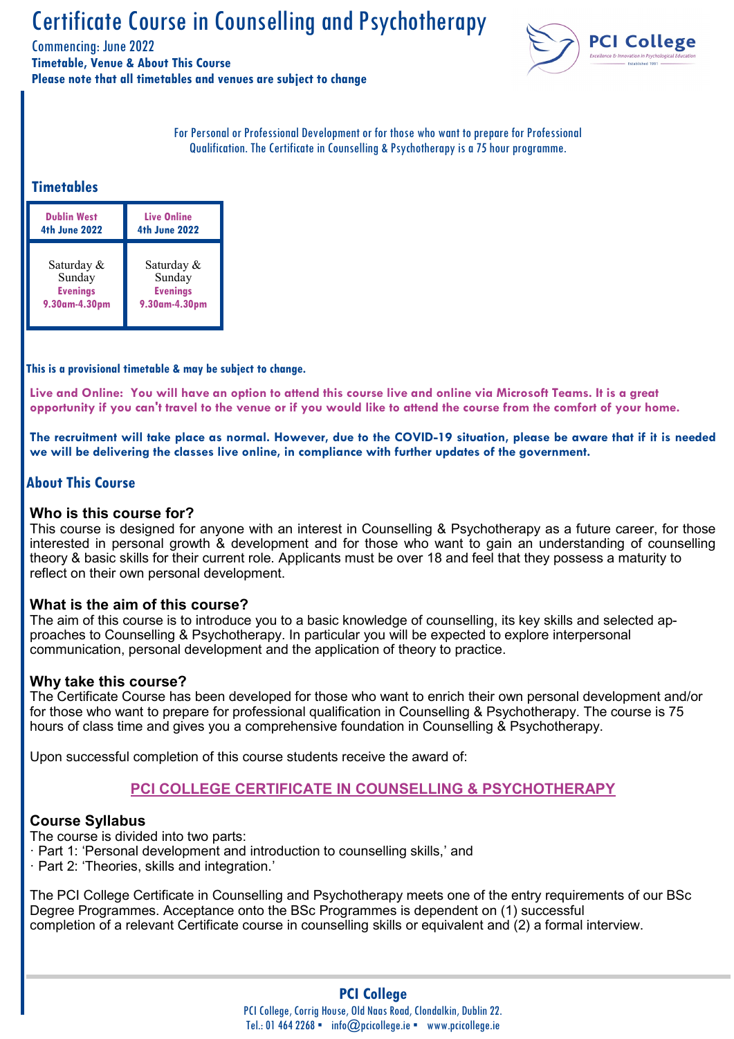# Certificate Course in Counselling and Psychotherapy

Commencing: June 2022

**Timetable, Venue & About This Course**

**Please note that all timetables and venues are subject to change**

PCI College
Excellence & Innovation in Psychological Education
Established 1991

For Personal or Professional Development or for those who want to prepare for Professional Qualification. The Certificate in Counselling & Psychotherapy is a 75 hour programme.

## Timetables

| Dublin West 4th June 2022 | Live Online 4th June 2022 |
|---|---|
| Saturday & Sunday **Evenings** **9.30am-4.30pm** | Saturday & Sunday **Evenings** **9.30am-4.30pm** |

**This is a provisional timetable & may be subject to change.**

**Live and Online: You will have an option to attend this course live and online via Microsoft Teams. It is a great opportunity if you can't travel to the venue or if you would like to attend the course from the comfort of your home.**

**The recruitment will take place as normal. However, due to the COVID-19 situation, please be aware that if it is needed we will be delivering the classes live online, in compliance with further updates of the government.**

## About This Course

### Who is this course for?

This course is designed for anyone with an interest in Counselling & Psychotherapy as a future career, for those interested in personal growth & development and for those who want to gain an understanding of counselling theory & basic skills for their current role. Applicants must be over 18 and feel that they possess a maturity to reflect on their own personal development.

### What is the aim of this course?

The aim of this course is to introduce you to a basic knowledge of counselling, its key skills and selected approaches to Counselling & Psychotherapy. In particular you will be expected to explore interpersonal communication, personal development and the application of theory to practice.

### Why take this course?

The Certificate Course has been developed for those who want to enrich their own personal development and/or for those who want to prepare for professional qualification in Counselling & Psychotherapy. The course is 75 hours of class time and gives you a comprehensive foundation in Counselling & Psychotherapy.

Upon successful completion of this course students receive the award of:

**PCI COLLEGE CERTIFICATE IN COUNSELLING & PSYCHOTHERAPY**

### Course Syllabus

The course is divided into two parts:

- Part 1: 'Personal development and introduction to counselling skills,' and
- Part 2: 'Theories, skills and integration.'

The PCI College Certificate in Counselling and Psychotherapy meets one of the entry requirements of our BSc Degree Programmes. Acceptance onto the BSc Programmes is dependent on (1) successful completion of a relevant Certificate course in counselling skills or equivalent and (2) a formal interview.

**PCI College**

PCI College, Corrig House, Old Naas Road, Clondalkin, Dublin 22.
Tel.: 01 464 2268 ▪ info@pcicollege.ie ▪ www.pcicollege.ie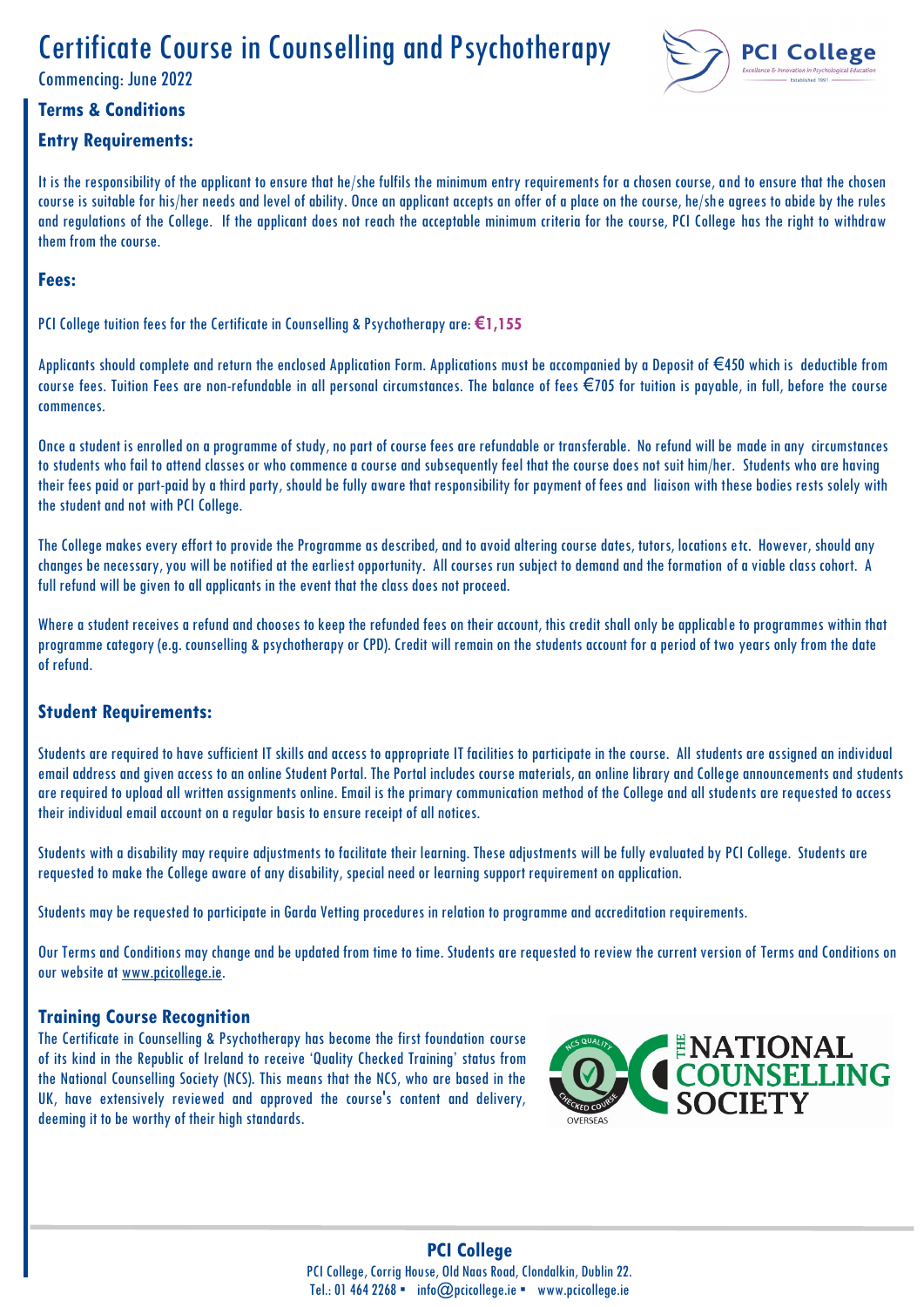# Certificate Course in Counselling and Psychotherapy

Commencing: June 2022

## Terms & Conditions

### Entry Requirements:

It is the responsibility of the applicant to ensure that he/she fulfils the minimum entry requirements for a chosen course, and to ensure that the chosen course is suitable for his/her needs and level of ability. Once an applicant accepts an offer of a place on the course, he/she agrees to abide by the rules and regulations of the College. If the applicant does not reach the acceptable minimum criteria for the course, PCI College has the right to withdraw them from the course.

### Fees:

PCI College tuition fees for the Certificate in Counselling & Psychotherapy are: **€1,155**

Applicants should complete and return the enclosed Application Form. Applications must be accompanied by a Deposit of €450 which is deductible from course fees. Tuition Fees are non-refundable in all personal circumstances. The balance of fees €705 for tuition is payable, in full, before the course commences.

Once a student is enrolled on a programme of study, no part of course fees are refundable or transferable. No refund will be made in any circumstances to students who fail to attend classes or who commence a course and subsequently feel that the course does not suit him/her. Students who are having their fees paid or part-paid by a third party, should be fully aware that responsibility for payment of fees and liaison with these bodies rests solely with the student and not with PCI College.

The College makes every effort to provide the Programme as described, and to avoid altering course dates, tutors, locations etc. However, should any changes be necessary, you will be notified at the earliest opportunity. All courses run subject to demand and the formation of a viable class cohort. A full refund will be given to all applicants in the event that the class does not proceed.

Where a student receives a refund and chooses to keep the refunded fees on their account, this credit shall only be applicable to programmes within that programme category (e.g. counselling & psychotherapy or CPD). Credit will remain on the students account for a period of two years only from the date of refund.

### Student Requirements:

Students are required to have sufficient IT skills and access to appropriate IT facilities to participate in the course. All students are assigned an individual email address and given access to an online Student Portal. The Portal includes course materials, an online library and College announcements and students are required to upload all written assignments online. Email is the primary communication method of the College and all students are requested to access their individual email account on a regular basis to ensure receipt of all notices.

Students with a disability may require adjustments to facilitate their learning. These adjustments will be fully evaluated by PCI College. Students are requested to make the College aware of any disability, special need or learning support requirement on application.

Students may be requested to participate in Garda Vetting procedures in relation to programme and accreditation requirements.

Our Terms and Conditions may change and be updated from time to time. Students are requested to review the current version of Terms and Conditions on our website at www.pcicollege.ie.

### Training Course Recognition

The Certificate in Counselling & Psychotherapy has become the first foundation course of its kind in the Republic of Ireland to receive 'Quality Checked Training' status from the National Counselling Society (NCS). This means that the NCS, who are based in the UK, have extensively reviewed and approved the course's content and delivery, deeming it to be worthy of their high standards.

**PCI College**

PCI College, Corrig House, Old Naas Road, Clondalkin, Dublin 22.

Tel.: 01 464 2268 ▪ info@pcicollege.ie ▪ www.pcicollege.ie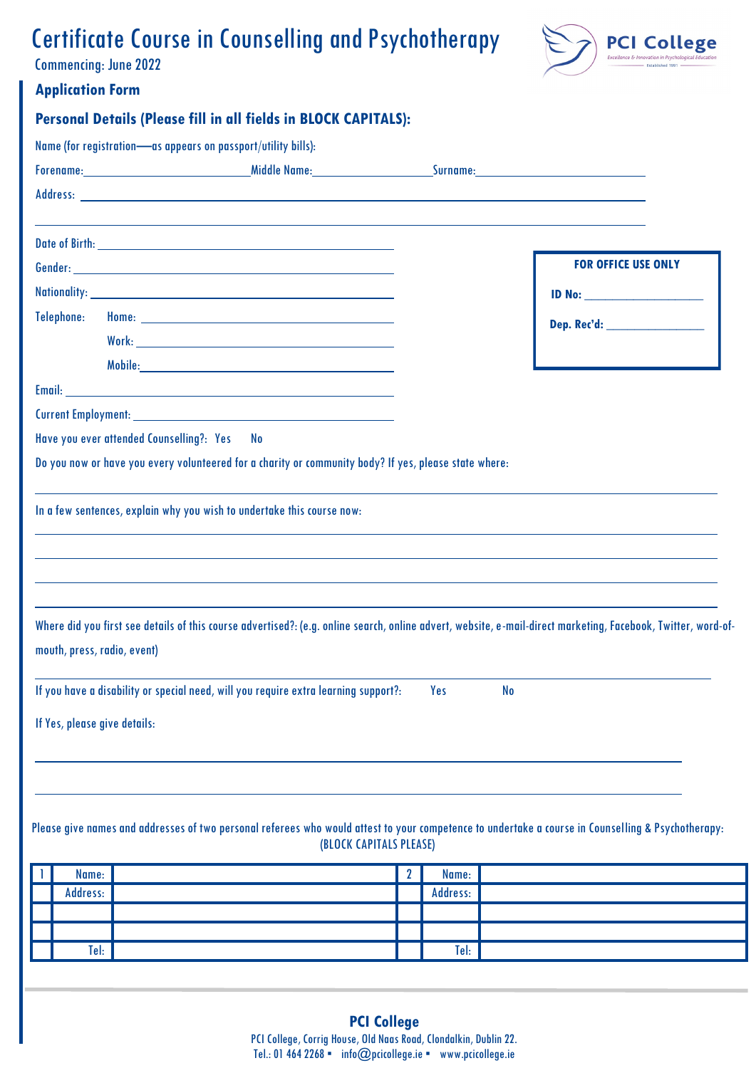# Certificate Course in Counselling and Psychotherapy

Commencing: June 2022

## Application Form

### Personal Details (Please fill in all fields in BLOCK CAPITALS):

Name (for registration—as appears on passport/utility bills):

Forename:\_\_\_\_\_\_\_\_\_\_\_\_\_\_\_\_\_\_\_\_ Middle Name:\_\_\_\_\_\_\_\_\_\_\_\_\_\_\_\_\_\_\_\_ Surname:\_\_\_\_\_\_\_\_\_\_\_\_\_\_\_\_\_\_\_\_

Address: \_\_\_\_\_\_\_\_\_\_\_\_\_\_\_\_\_\_\_\_\_\_\_\_\_\_\_\_\_\_\_\_\_\_\_\_\_\_\_\_

Date of Birth: \_\_\_\_\_\_\_\_\_\_\_\_\_\_\_\_\_\_\_\_

Gender: \_\_\_\_\_\_\_\_\_\_\_\_\_\_\_\_\_\_\_\_

Nationality: \_\_\_\_\_\_\_\_\_\_\_\_\_\_\_\_\_\_\_\_

Telephone: Home: \_\_\_\_\_\_\_\_\_\_\_\_\_\_\_\_\_\_\_\_

Work: \_\_\_\_\_\_\_\_\_\_\_\_\_\_\_\_\_\_\_\_

Mobile: \_\_\_\_\_\_\_\_\_\_\_\_\_\_\_\_\_\_\_\_

Email: \_\_\_\_\_\_\_\_\_\_\_\_\_\_\_\_\_\_\_\_

Current Employment: \_\_\_\_\_\_\_\_\_\_\_\_\_\_\_\_\_\_\_\_

**FOR OFFICE USE ONLY**

**ID No:** \_\_\_\_\_\_\_\_\_\_\_\_\_\_\_\_\_\_\_\_

**Dep. Rec'd:** \_\_\_\_\_\_\_\_\_\_\_\_\_\_\_\_\_\_\_\_

Have you ever attended Counselling?: Yes No

Do you now or have you every volunteered for a charity or community body? If yes, please state where:

\_\_\_\_\_\_\_\_\_\_\_\_\_\_\_\_\_\_\_\_\_\_\_\_\_\_\_\_\_\_\_\_\_\_\_\_\_\_\_\_

In a few sentences, explain why you wish to undertake this course now:

\_\_\_\_\_\_\_\_\_\_\_\_\_\_\_\_\_\_\_\_\_\_\_\_\_\_\_\_\_\_\_\_\_\_\_\_\_\_\_\_

\_\_\_\_\_\_\_\_\_\_\_\_\_\_\_\_\_\_\_\_\_\_\_\_\_\_\_\_\_\_\_\_\_\_\_\_\_\_\_\_

\_\_\_\_\_\_\_\_\_\_\_\_\_\_\_\_\_\_\_\_\_\_\_\_\_\_\_\_\_\_\_\_\_\_\_\_\_\_\_\_

\_\_\_\_\_\_\_\_\_\_\_\_\_\_\_\_\_\_\_\_\_\_\_\_\_\_\_\_\_\_\_\_\_\_\_\_\_\_\_\_

Where did you first see details of this course advertised?: (e.g. online search, online advert, website, e-mail-direct marketing, Facebook, Twitter, word-of-mouth, press, radio, event)

\_\_\_\_\_\_\_\_\_\_\_\_\_\_\_\_\_\_\_\_\_\_\_\_\_\_\_\_\_\_\_\_\_\_\_\_\_\_\_\_

If you have a disability or special need, will you require extra learning support?: Yes No

If Yes, please give details:

\_\_\_\_\_\_\_\_\_\_\_\_\_\_\_\_\_\_\_\_\_\_\_\_\_\_\_\_\_\_\_\_\_\_\_\_\_\_\_\_

\_\_\_\_\_\_\_\_\_\_\_\_\_\_\_\_\_\_\_\_\_\_\_\_\_\_\_\_\_\_\_\_\_\_\_\_\_\_\_\_

Please give names and addresses of two personal referees who would attest to your competence to undertake a course in Counselling & Psychotherapy: (BLOCK CAPITALS PLEASE)

| 1 | Name: | | 2 | Name: | |
|---|---|---|---|---|---|
| | Address: | | | Address: | |
| | | | | | |
| | | | | | |
| | Tel: | | | Tel: | |

**PCI College**

PCI College, Corrig House, Old Naas Road, Clondalkin, Dublin 22.

Tel.: 01 464 2268 ▪ info@pcicollege.ie ▪ www.pcicollege.ie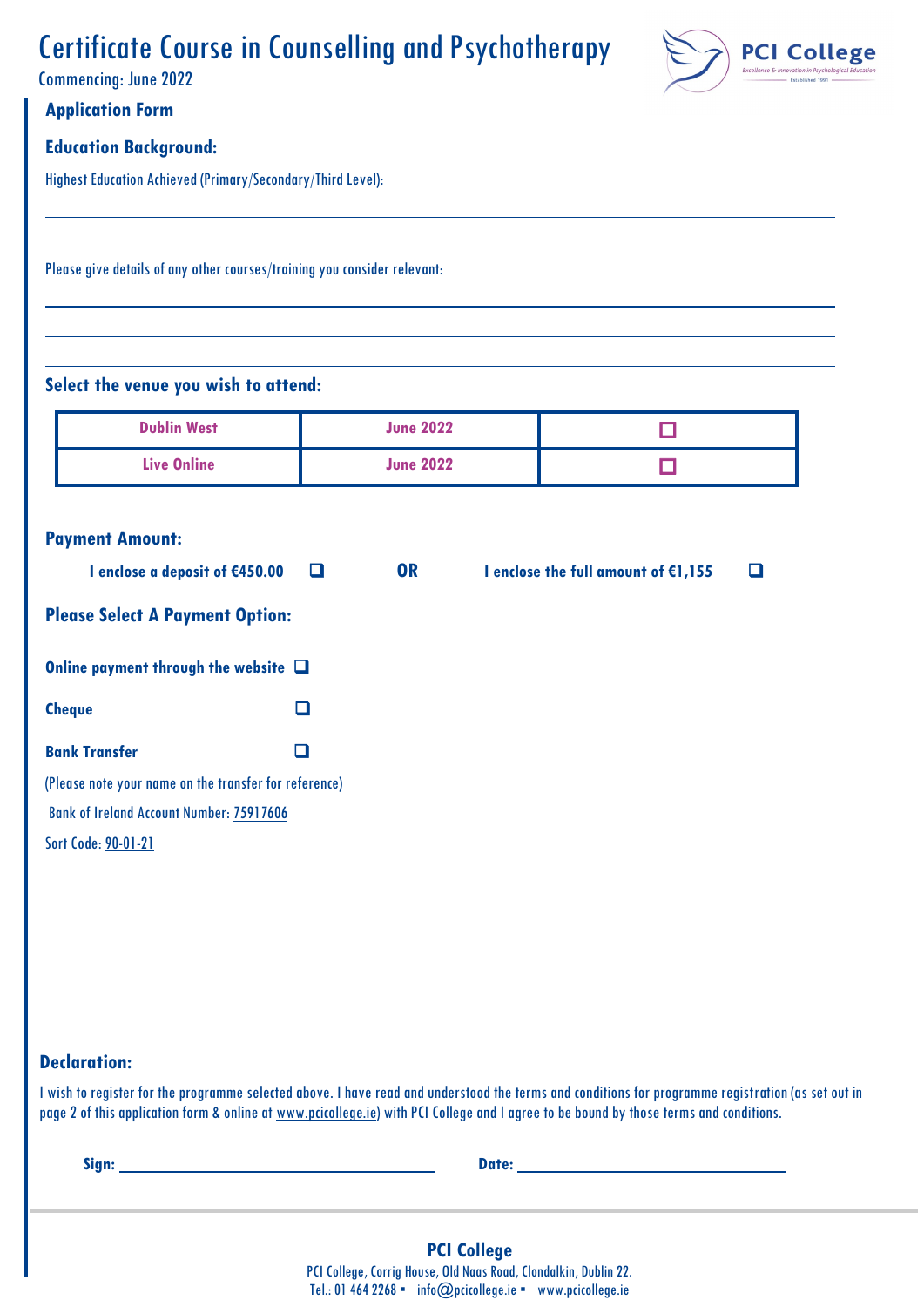# Certificate Course in Counselling and Psychotherapy

Commencing: June 2022

PCI College
Excellence & Innovation in Psychological Education
Established 1991

## Application Form

### Education Background:

Highest Education Achieved (Primary/Secondary/Third Level):

\_\_\_\_\_\_\_\_\_\_\_\_\_\_\_\_\_\_\_\_\_\_\_\_\_\_\_\_\_\_\_\_\_\_\_\_\_\_\_\_

\_\_\_\_\_\_\_\_\_\_\_\_\_\_\_\_\_\_\_\_\_\_\_\_\_\_\_\_\_\_\_\_\_\_\_\_\_\_\_\_

Please give details of any other courses/training you consider relevant:

\_\_\_\_\_\_\_\_\_\_\_\_\_\_\_\_\_\_\_\_\_\_\_\_\_\_\_\_\_\_\_\_\_\_\_\_\_\_\_\_

\_\_\_\_\_\_\_\_\_\_\_\_\_\_\_\_\_\_\_\_\_\_\_\_\_\_\_\_\_\_\_\_\_\_\_\_\_\_\_\_

\_\_\_\_\_\_\_\_\_\_\_\_\_\_\_\_\_\_\_\_\_\_\_\_\_\_\_\_\_\_\_\_\_\_\_\_\_\_\_\_

### Select the venue you wish to attend:

| | | |
|---|---|---|
| Dublin West | June 2022 | ☐ |
| Live Online | June 2022 | ☐ |

### Payment Amount:

**I enclose a deposit of €450.00** ☐ **OR** **I enclose the full amount of €1,155** ☐

### Please Select A Payment Option:

**Online payment through the website** ☐

**Cheque** ☐

**Bank Transfer** ☐

(Please note your name on the transfer for reference)

Bank of Ireland Account Number: 75917606

Sort Code: 90-01-21

### Declaration:

I wish to register for the programme selected above. I have read and understood the terms and conditions for programme registration (as set out in page 2 of this application form & online at www.pcicollege.ie) with PCI College and I agree to be bound by those terms and conditions.

**Sign:** \_\_\_\_\_\_\_\_\_\_\_\_\_\_\_\_\_\_\_\_ **Date:** \_\_\_\_\_\_\_\_\_\_\_\_\_\_\_\_\_\_\_\_

**PCI College**

PCI College, Corrig House, Old Naas Road, Clondalkin, Dublin 22.

Tel.: 01 464 2268 ▪ info@pcicollege.ie ▪ www.pcicollege.ie